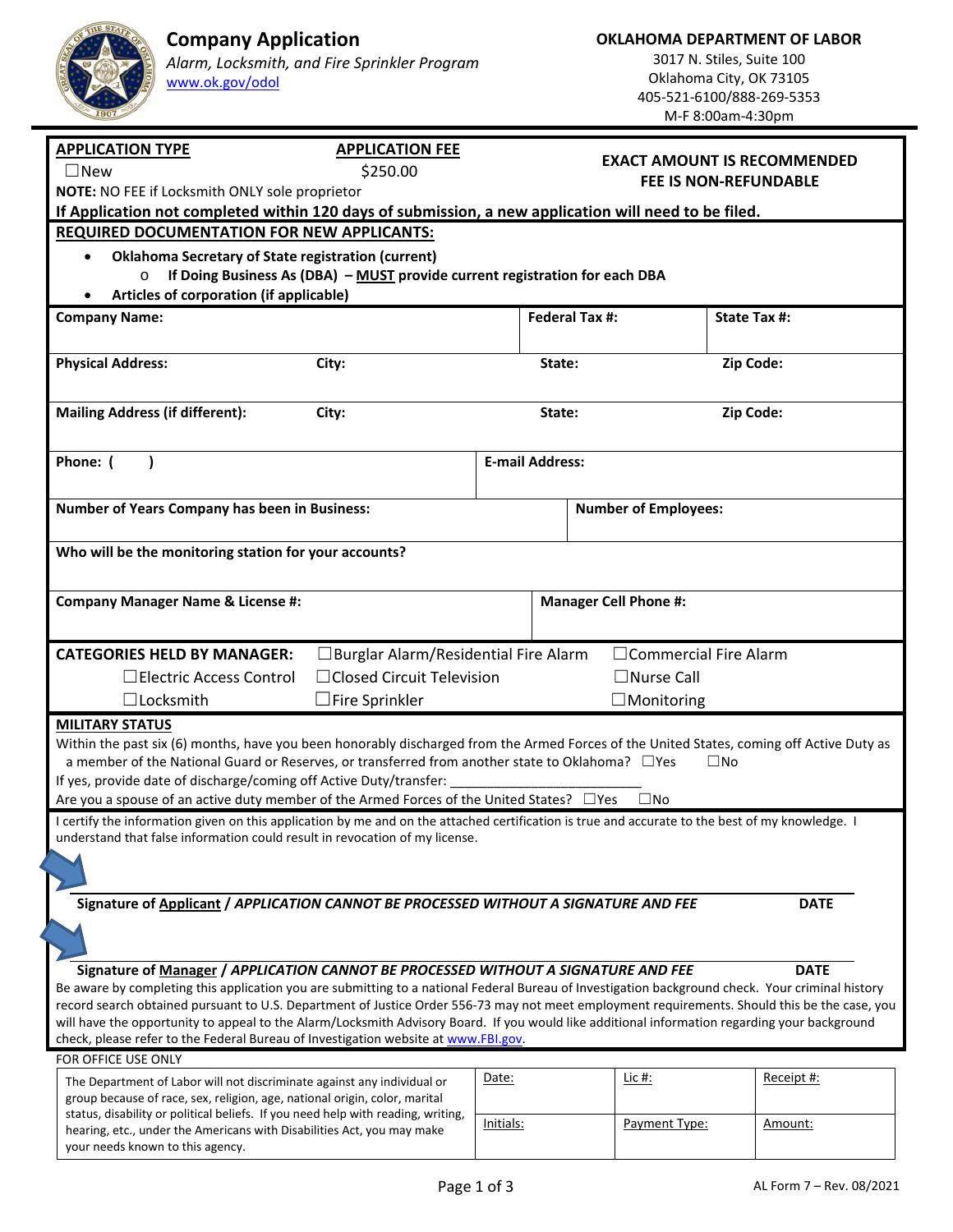# Company Application

*Alarm, Locksmith, and Fire Sprinkler Program*
www.ok.gov/odol

**OKLAHOMA DEPARTMENT OF LABOR**
3017 N. Stiles, Suite 100
Oklahoma City, OK 73105
405-521-6100/888-269-5353
M-F 8:00am-4:30pm

| **APPLICATION TYPE** | **APPLICATION FEE** | **EXACT AMOUNT IS RECOMMENDED FEE IS NON-REFUNDABLE** |
|---|---|---|
| ☐New | $250.00 | |

**NOTE:** NO FEE if Locksmith ONLY sole proprietor

**If Application not completed within 120 days of submission, a new application will need to be filed.**

**REQUIRED DOCUMENTATION FOR NEW APPLICANTS:**

- **Oklahoma Secretary of State registration (current)**
  - **If Doing Business As (DBA) – MUST provide current registration for each DBA**
- **Articles of corporation (if applicable)**

| **Company Name:** | | **Federal Tax #:** | **State Tax #:** |
|---|---|---|---|
| **Physical Address:** | **City:** | **State:** | **Zip Code:** |
| **Mailing Address (if different):** | **City:** | **State:** | **Zip Code:** |

| **Phone: (    )** | **E-mail Address:** |
|---|---|
| **Number of Years Company has been in Business:** | **Number of Employees:** |

**Who will be the monitoring station for your accounts?**

| **Company Manager Name & License #:** | **Manager Cell Phone #:** |
|---|---|

**CATEGORIES HELD BY MANAGER:** ☐Burglar Alarm/Residential Fire Alarm ☐Commercial Fire Alarm
☐Electric Access Control ☐Closed Circuit Television ☐Nurse Call
☐Locksmith ☐Fire Sprinkler ☐Monitoring

**MILITARY STATUS**

Within the past six (6) months, have you been honorably discharged from the Armed Forces of the United States, coming off Active Duty as a member of the National Guard or Reserves, or transferred from another state to Oklahoma? ☐Yes ☐No

If yes, provide date of discharge/coming off Active Duty/transfer: ________________________

Are you a spouse of an active duty member of the Armed Forces of the United States? ☐Yes ☐No

I certify the information given on this application by me and on the attached certification is true and accurate to the best of my knowledge. I understand that false information could result in revocation of my license.

**Signature of Applicant / *APPLICATION CANNOT BE PROCESSED WITHOUT A SIGNATURE AND FEE*** **DATE**

**Signature of Manager / *APPLICATION CANNOT BE PROCESSED WITHOUT A SIGNATURE AND FEE*** **DATE**

Be aware by completing this application you are submitting to a national Federal Bureau of Investigation background check. Your criminal history record search obtained pursuant to U.S. Department of Justice Order 556-73 may not meet employment requirements. Should this be the case, you will have the opportunity to appeal to the Alarm/Locksmith Advisory Board. If you would like additional information regarding your background check, please refer to the Federal Bureau of Investigation website at www.FBI.gov.

FOR OFFICE USE ONLY

| The Department of Labor will not discriminate against any individual or group because of race, sex, religion, age, national origin, color, marital status, disability or political beliefs. If you need help with reading, writing, hearing, etc., under the Americans with Disabilities Act, you may make your needs known to this agency. | Date: | Lic #: | Receipt #: |
|---|---|---|---|
| | Initials: | Payment Type: | Amount: |

AL Form 7 – Rev. 08/2021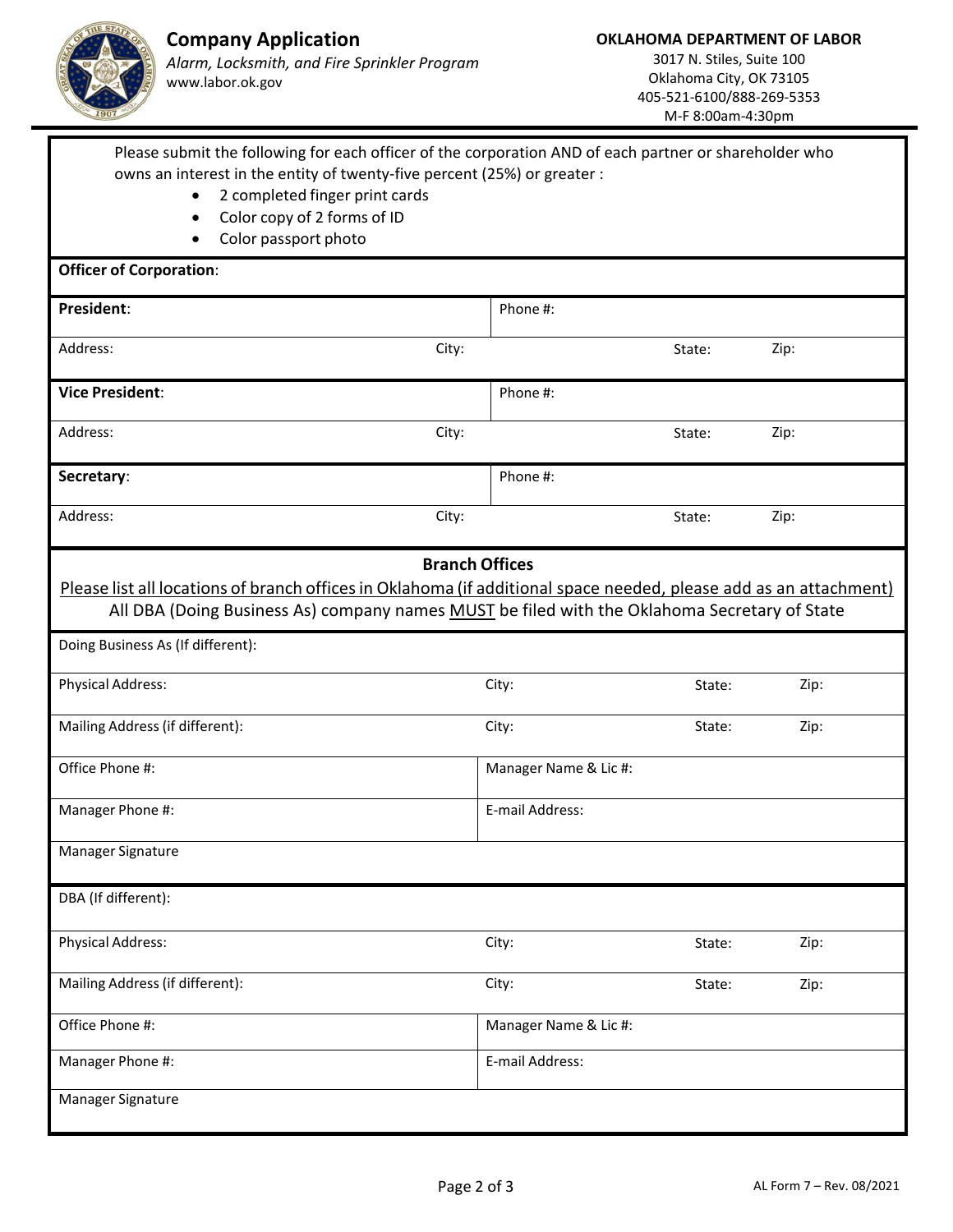# Company Application

*Alarm, Locksmith, and Fire Sprinkler Program*
www.labor.ok.gov

**OKLAHOMA DEPARTMENT OF LABOR**
3017 N. Stiles, Suite 100
Oklahoma City, OK 73105
405-521-6100/888-269-5353
M-F 8:00am-4:30pm

Please submit the following for each officer of the corporation AND of each partner or shareholder who owns an interest in the entity of twenty-five percent (25%) or greater :

- 2 completed finger print cards
- Color copy of 2 forms of ID
- Color passport photo

**Officer of Corporation**:

| **President**: | | Phone #: | |
|---|---|---|---|
| Address: | City: | State: | Zip: |
| **Vice President**: | | Phone #: | |
| Address: | City: | State: | Zip: |
| **Secretary**: | | Phone #: | |
| Address: | City: | State: | Zip: |

## Branch Offices

Please list all locations of branch offices in Oklahoma (if additional space needed, please add as an attachment)

All DBA (Doing Business As) company names MUST be filed with the Oklahoma Secretary of State

| Doing Business As (If different): | | | |
|---|---|---|---|
| Physical Address: | City: | State: | Zip: |
| Mailing Address (if different): | City: | State: | Zip: |
| Office Phone #: | Manager Name & Lic #: | | |
| Manager Phone #: | E-mail Address: | | |
| Manager Signature | | | |

| DBA (If different): | | | |
|---|---|---|---|
| Physical Address: | City: | State: | Zip: |
| Mailing Address (if different): | City: | State: | Zip: |
| Office Phone #: | Manager Name & Lic #: | | |
| Manager Phone #: | E-mail Address: | | |
| Manager Signature | | | |

AL Form 7 – Rev. 08/2021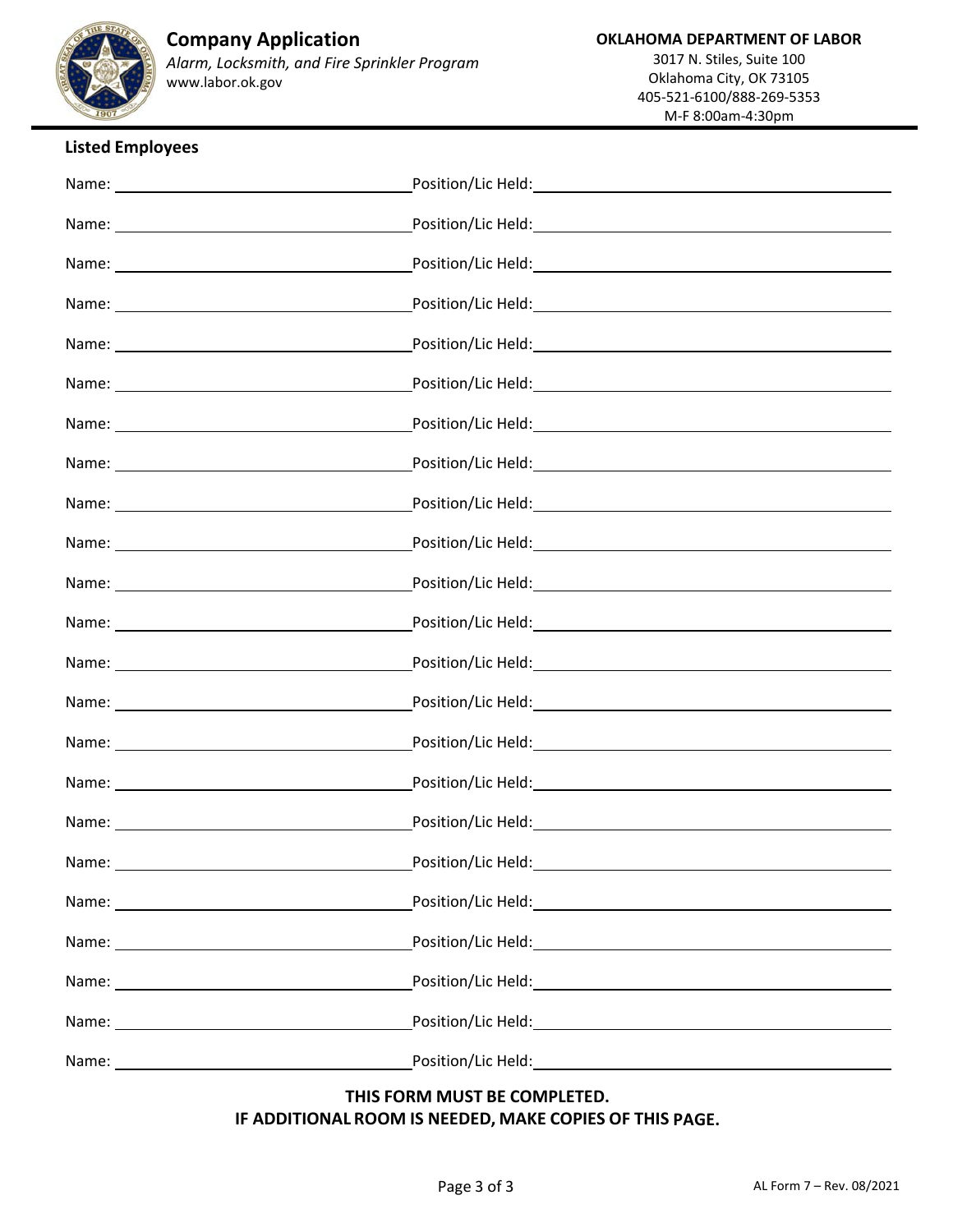# Company Application

*Alarm, Locksmith, and Fire Sprinkler Program*
www.labor.ok.gov

**OKLAHOMA DEPARTMENT OF LABOR**
3017 N. Stiles, Suite 100
Oklahoma City, OK 73105
405-521-6100/888-269-5353
M-F 8:00am-4:30pm

## Listed Employees

Name: ______________________ Position/Lic Held: ______________________

Name: ______________________ Position/Lic Held: ______________________

Name: ______________________ Position/Lic Held: ______________________

Name: ______________________ Position/Lic Held: ______________________

Name: ______________________ Position/Lic Held: ______________________

Name: ______________________ Position/Lic Held: ______________________

Name: ______________________ Position/Lic Held: ______________________

Name: ______________________ Position/Lic Held: ______________________

Name: ______________________ Position/Lic Held: ______________________

Name: ______________________ Position/Lic Held: ______________________

Name: ______________________ Position/Lic Held: ______________________

Name: ______________________ Position/Lic Held: ______________________

Name: ______________________ Position/Lic Held: ______________________

Name: ______________________ Position/Lic Held: ______________________

Name: ______________________ Position/Lic Held: ______________________

Name: ______________________ Position/Lic Held: ______________________

Name: ______________________ Position/Lic Held: ______________________

Name: ______________________ Position/Lic Held: ______________________

Name: ______________________ Position/Lic Held: ______________________

Name: ______________________ Position/Lic Held: ______________________

Name: ______________________ Position/Lic Held: ______________________

Name: ______________________ Position/Lic Held: ______________________

Name: ______________________ Position/Lic Held: ______________________

**THIS FORM MUST BE COMPLETED.**
**IF ADDITIONAL ROOM IS NEEDED, MAKE COPIES OF THIS PAGE.**

AL Form 7 – Rev. 08/2021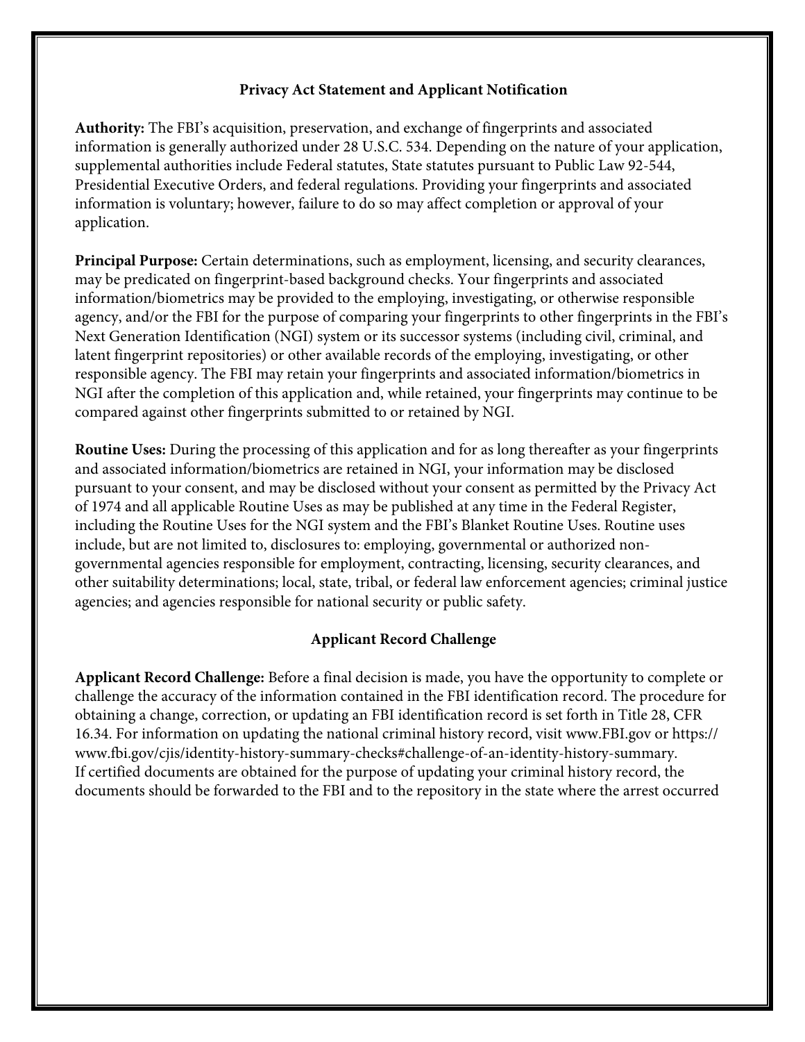**Privacy Act Statement and Applicant Notification**

**Authority:** The FBI's acquisition, preservation, and exchange of fingerprints and associated information is generally authorized under 28 U.S.C. 534. Depending on the nature of your application, supplemental authorities include Federal statutes, State statutes pursuant to Public Law 92-544, Presidential Executive Orders, and federal regulations. Providing your fingerprints and associated information is voluntary; however, failure to do so may affect completion or approval of your application.

**Principal Purpose:** Certain determinations, such as employment, licensing, and security clearances, may be predicated on fingerprint-based background checks. Your fingerprints and associated information/biometrics may be provided to the employing, investigating, or otherwise responsible agency, and/or the FBI for the purpose of comparing your fingerprints to other fingerprints in the FBI's Next Generation Identification (NGI) system or its successor systems (including civil, criminal, and latent fingerprint repositories) or other available records of the employing, investigating, or other responsible agency. The FBI may retain your fingerprints and associated information/biometrics in NGI after the completion of this application and, while retained, your fingerprints may continue to be compared against other fingerprints submitted to or retained by NGI.

**Routine Uses:** During the processing of this application and for as long thereafter as your fingerprints and associated information/biometrics are retained in NGI, your information may be disclosed pursuant to your consent, and may be disclosed without your consent as permitted by the Privacy Act of 1974 and all applicable Routine Uses as may be published at any time in the Federal Register, including the Routine Uses for the NGI system and the FBI's Blanket Routine Uses. Routine uses include, but are not limited to, disclosures to: employing, governmental or authorized non-governmental agencies responsible for employment, contracting, licensing, security clearances, and other suitability determinations; local, state, tribal, or federal law enforcement agencies; criminal justice agencies; and agencies responsible for national security or public safety.

**Applicant Record Challenge**

**Applicant Record Challenge:** Before a final decision is made, you have the opportunity to complete or challenge the accuracy of the information contained in the FBI identification record. The procedure for obtaining a change, correction, or updating an FBI identification record is set forth in Title 28, CFR 16.34. For information on updating the national criminal history record, visit www.FBI.gov or https://www.fbi.gov/cjis/identity-history-summary-checks#challenge-of-an-identity-history-summary. If certified documents are obtained for the purpose of updating your criminal history record, the documents should be forwarded to the FBI and to the repository in the state where the arrest occurred